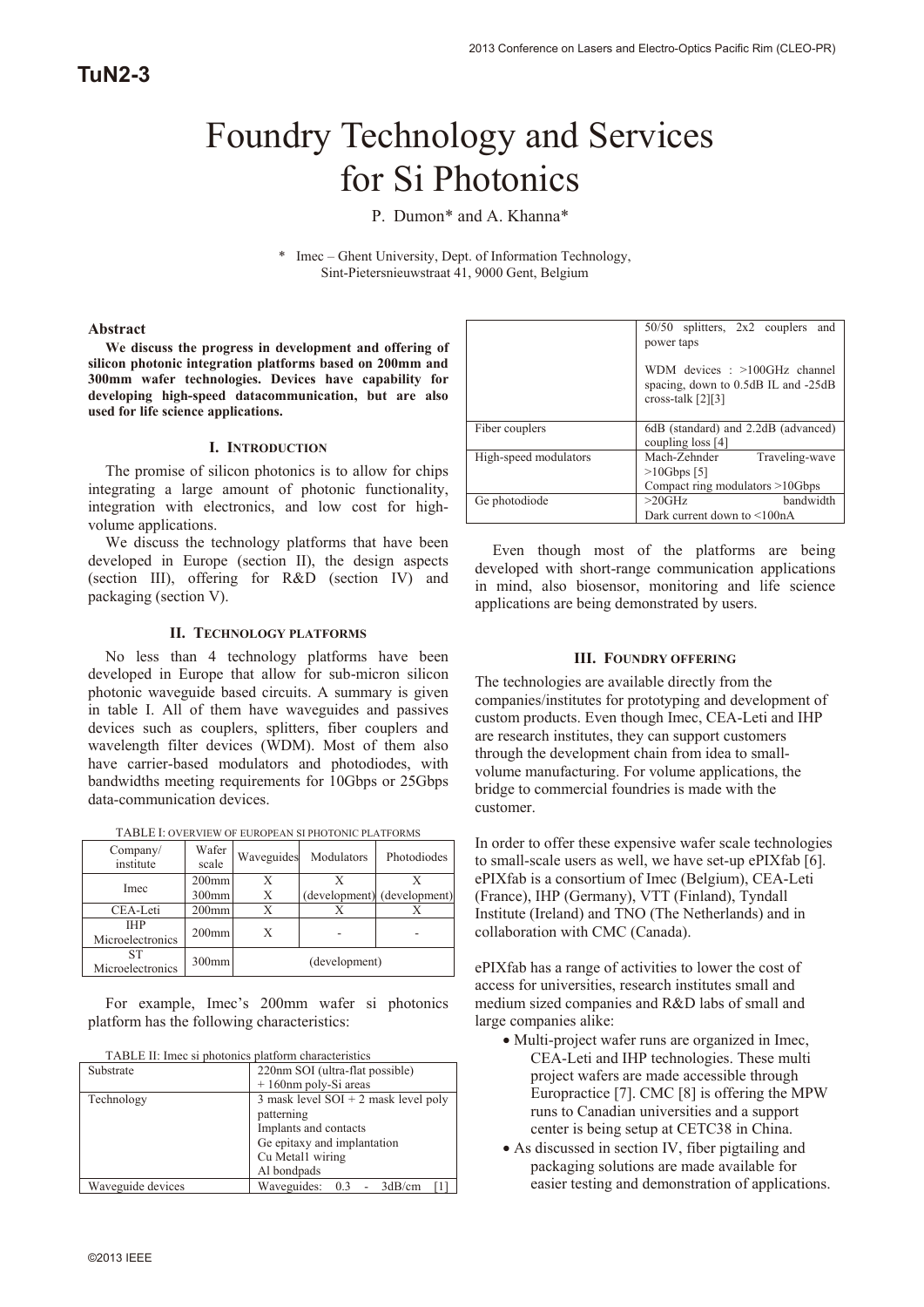TuN2-3

# Foundry Technology and Services for Si Photonics

P. Dumon* and A. Khanna*

\* Imec – Ghent University, Dept. of Information Technology, Sint-Pietersnieuwstraat 41, 9000 Gent, Belgium

### Abstract

**We discuss the progress in development and offering of silicon photonic integration platforms based on 200mm and 300mm wafer technologies. Devices have capability for developing high-speed datacommunication, but are also used for life science applications.**

## I. Introduction

The promise of silicon photonics is to allow for chips integrating a large amount of photonic functionality, integration with electronics, and low cost for high-volume applications.

We discuss the technology platforms that have been developed in Europe (section II), the design aspects (section III), offering for R&D (section IV) and packaging (section V).

## II. Technology platforms

No less than 4 technology platforms have been developed in Europe that allow for sub-micron silicon photonic waveguide based circuits. A summary is given in table I. All of them have waveguides and passives devices such as couplers, splitters, fiber couplers and wavelength filter devices (WDM). Most of them also have carrier-based modulators and photodiodes, with bandwidths meeting requirements for 10Gbps or 25Gbps data-communication devices.

TABLE I: Overview of European Si photonic platforms

| Company/ institute | Wafer scale | Waveguides | Modulators | Photodiodes |
|---|---|---|---|---|
| Imec | 200mm | X | X | X |
| | 300mm | X | (development) | (development) |
| CEA-Leti | 200mm | X | X | X |
| IHP Microelectronics | 200mm | X | - | - |
| ST Microelectronics | 300mm | (development) | | |

For example, Imec's 200mm wafer si photonics platform has the following characteristics:

TABLE II: Imec si photonics platform characteristics

| | |
|---|---|
| Substrate | 220nm SOI (ultra-flat possible) + 160nm poly-Si areas |
| Technology | 3 mask level SOI + 2 mask level poly patterning<br>Implants and contacts<br>Ge epitaxy and implantation<br>Cu Metal1 wiring<br>Al bondpads |
| Waveguide devices | Waveguides: 0.3 - 3dB/cm [1]<br>50/50 splitters, 2x2 couplers and power taps<br>WDM devices : >100GHz channel spacing, down to 0.5dB IL and -25dB cross-talk [2][3] |
| Fiber couplers | 6dB (standard) and 2.2dB (advanced) coupling loss [4] |
| High-speed modulators | Mach-Zehnder Traveling-wave >10Gbps [5]<br>Compact ring modulators >10Gbps |
| Ge photodiode | >20GHz bandwidth<br>Dark current down to <100nA |

Even though most of the platforms are being developed with short-range communication applications in mind, also biosensor, monitoring and life science applications are being demonstrated by users.

## III. Foundry offering

The technologies are available directly from the companies/institutes for prototyping and development of custom products. Even though Imec, CEA-Leti and IHP are research institutes, they can support customers through the development chain from idea to small-volume manufacturing. For volume applications, the bridge to commercial foundries is made with the customer.

In order to offer these expensive wafer scale technologies to small-scale users as well, we have set-up ePIXfab [6]. ePIXfab is a consortium of Imec (Belgium), CEA-Leti (France), IHP (Germany), VTT (Finland), Tyndall Institute (Ireland) and TNO (The Netherlands) and in collaboration with CMC (Canada).

ePIXfab has a range of activities to lower the cost of access for universities, research institutes small and medium sized companies and R&D labs of small and large companies alike:

- Multi-project wafer runs are organized in Imec, CEA-Leti and IHP technologies. These multi project wafers are made accessible through Europractice [7]. CMC [8] is offering the MPW runs to Canadian universities and a support center is being setup at CETC38 in China.
- As discussed in section IV, fiber pigtailing and packaging solutions are made available for easier testing and demonstration of applications.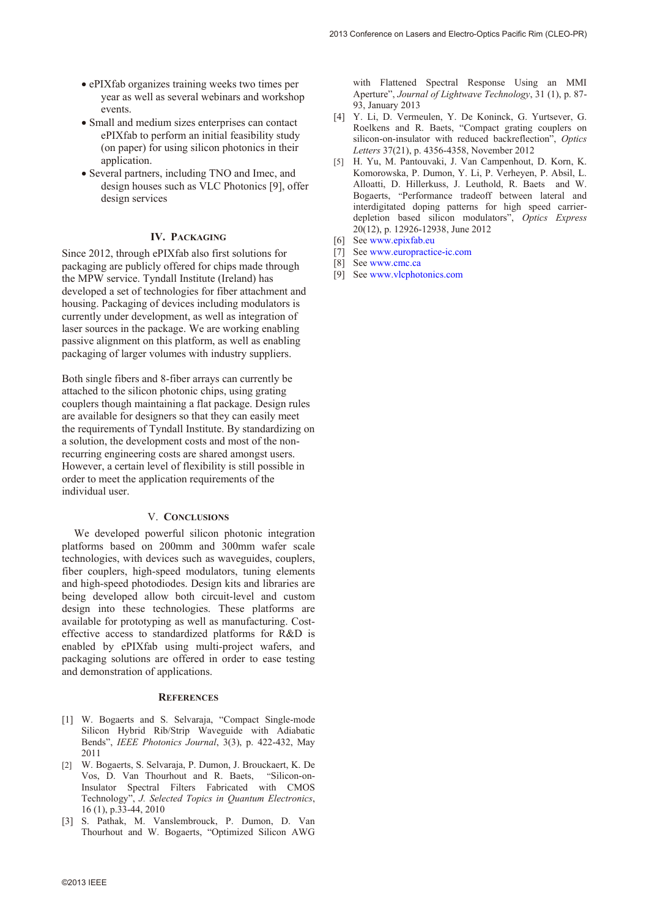- ePIXfab organizes training weeks two times per year as well as several webinars and workshop events.
- Small and medium sizes enterprises can contact ePIXfab to perform an initial feasibility study (on paper) for using silicon photonics in their application.
- Several partners, including TNO and Imec, and design houses such as VLC Photonics [9], offer design services

## IV. Packaging

Since 2012, through ePIXfab also first solutions for packaging are publicly offered for chips made through the MPW service. Tyndall Institute (Ireland) has developed a set of technologies for fiber attachment and housing. Packaging of devices including modulators is currently under development, as well as integration of laser sources in the package. We are working enabling passive alignment on this platform, as well as enabling packaging of larger volumes with industry suppliers.

Both single fibers and 8-fiber arrays can currently be attached to the silicon photonic chips, using grating couplers though maintaining a flat package. Design rules are available for designers so that they can easily meet the requirements of Tyndall Institute. By standardizing on a solution, the development costs and most of the non-recurring engineering costs are shared amongst users. However, a certain level of flexibility is still possible in order to meet the application requirements of the individual user.

## V. Conclusions

We developed powerful silicon photonic integration platforms based on 200mm and 300mm wafer scale technologies, with devices such as waveguides, couplers, fiber couplers, high-speed modulators, tuning elements and high-speed photodiodes. Design kits and libraries are being developed allow both circuit-level and custom design into these technologies. These platforms are available for prototyping as well as manufacturing. Cost-effective access to standardized platforms for R&D is enabled by ePIXfab using multi-project wafers, and packaging solutions are offered in order to ease testing and demonstration of applications.

## References

[1] W. Bogaerts and S. Selvaraja, "Compact Single-mode Silicon Hybrid Rib/Strip Waveguide with Adiabatic Bends", *IEEE Photonics Journal*, 3(3), p. 422-432, May 2011

[2] W. Bogaerts, S. Selvaraja, P. Dumon, J. Brouckaert, K. De Vos, D. Van Thourhout and R. Baets, "Silicon-on-Insulator Spectral Filters Fabricated with CMOS Technology", *J. Selected Topics in Quantum Electronics*, 16 (1), p.33-44, 2010

[3] S. Pathak, M. Vanslembrouck, P. Dumon, D. Van Thourhout and W. Bogaerts, "Optimized Silicon AWG with Flattened Spectral Response Using an MMI Aperture", *Journal of Lightwave Technology*, 31 (1), p. 87-93, January 2013

[4] Y. Li, D. Vermeulen, Y. De Koninck, G. Yurtsever, G. Roelkens and R. Baets, "Compact grating couplers on silicon-on-insulator with reduced backreflection", *Optics Letters* 37(21), p. 4356-4358, November 2012

[5] H. Yu, M. Pantouvaki, J. Van Campenhout, D. Korn, K. Komorowska, P. Dumon, Y. Li, P. Verheyen, P. Absil, L. Alloatti, D. Hillerkuss, J. Leuthold, R. Baets and W. Bogaerts, "Performance tradeoff between lateral and interdigitated doping patterns for high speed carrier-depletion based silicon modulators", *Optics Express* 20(12), p. 12926-12938, June 2012

[6] See www.epixfab.eu

[7] See www.europractice-ic.com

[8] See www.cmc.ca

[9] See www.vlcphotonics.com